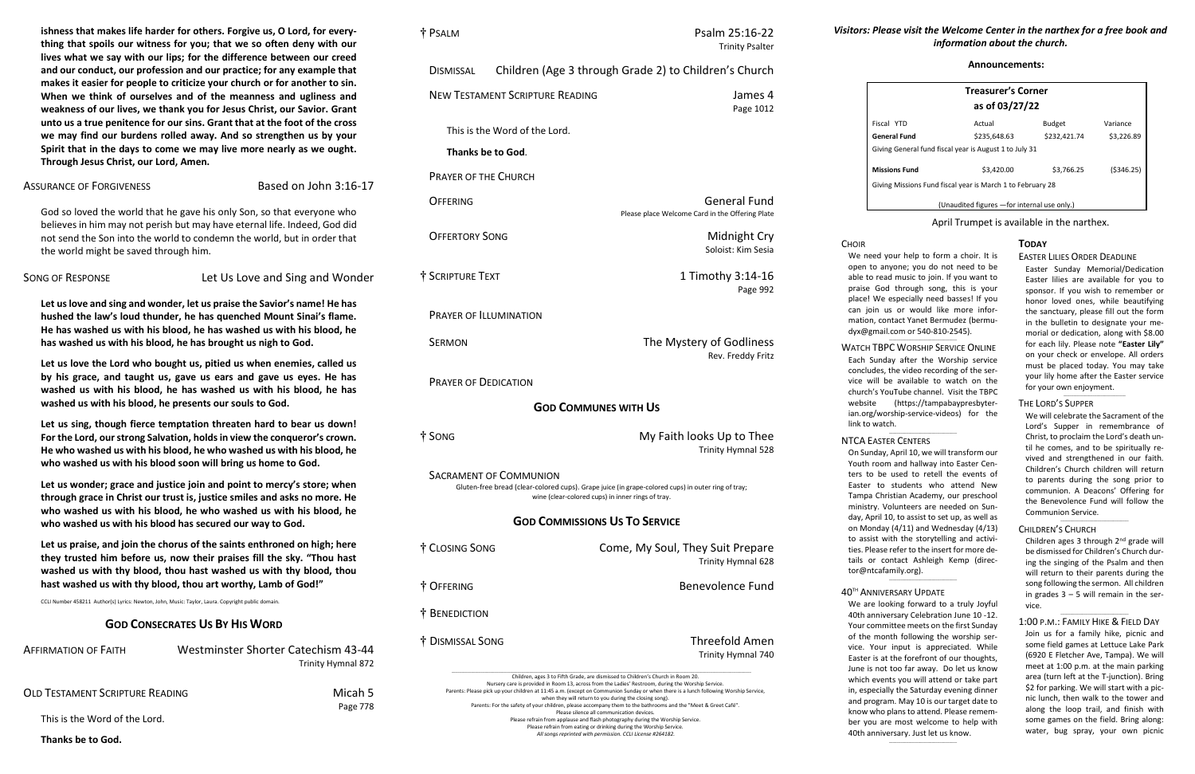**ishness that makes life harder for others. Forgive us, O Lord, for everything that spoils our witness for you; that we so often deny with our lives what we say with our lips; for the difference between our creed and our conduct, our profession and our practice; for any example that makes it easier for people to criticize your church or for another to sin. When we think of ourselves and of the meanness and ugliness and weakness of our lives, we thank you for Jesus Christ, our Savior. Grant unto us a true penitence for our sins. Grant that at the foot of the cross we may find our burdens rolled away. And so strengthen us by your Spirit that in the days to come we may live more nearly as we ought. Through Jesus Christ, our Lord, Amen.**

ASSURANCE OF FORGIVENESS — Based on John 3:16-17

God so loved the world that he gave his only Son, so that everyone who believes in him may not perish but may have eternal life. Indeed, God did not send the Son into the world to condemn the world, but in order that the world might be saved through him.

SONG OF RESPONSE — Let Us Love and Sing and Wonder

**Let us love and sing and wonder, let us praise the Savior's name! He has hushed the law's loud thunder, he has quenched Mount Sinai's flame. He has washed us with his blood, he has washed us with his blood, he has washed us with his blood, he has brought us nigh to God.**

**Let us love the Lord who bought us, pitied us when enemies, called us by his grace, and taught us, gave us ears and gave us eyes. He has washed us with his blood, he has washed us with his blood, he has washed us with his blood, he presents our souls to God.**

**Let us sing, though fierce temptation threaten hard to bear us down! For the Lord, our strong Salvation, holds in view the conqueror's crown. He who washed us with his blood, he who washed us with his blood, he who washed us with his blood soon will bring us home to God.**

**Let us wonder; grace and justice join and point to mercy's store; when through grace in Christ our trust is, justice smiles and asks no more. He who washed us with his blood, he who washed us with his blood, he who washed us with his blood has secured our way to God.**

**Let us praise, and join the chorus of the saints enthroned on high; here they trusted him before us, now their praises fill the sky. "Thou hast washed us with thy blood, thou hast washed us with thy blood, thou hast washed us with thy blood, thou art worthy, Lamb of God!"**

CCLI Number 458211 Author(s) Lyrics: Newton, John, Music: Taylor, Laura. Copyright public domain.

## GOD CONSECRATES US BY HIS WORD

AFFIRMATION OF FAITH — Westminster Shorter Catechism 43-44, Trinity Hymnal 872

OLD TESTAMENT SCRIPTURE READING — Micah 5, Page 778

This is the Word of the Lord.

**Thanks be to God.**

† PSALM — Psalm 25:16-22, Trinity Psalter

DISMISSAL — Children (Age 3 through Grade 2) to Children's Church

NEW TESTAMENT SCRIPTURE READING — James 4, Page 1012

This is the Word of the Lord.

**Thanks be to God**.

PRAYER OF THE CHURCH

OFFERING — General Fund
Please place Welcome Card in the Offering Plate

OFFERTORY SONG — Midnight Cry, Soloist: Kim Sesia

† SCRIPTURE TEXT — 1 Timothy 3:14-16, Page 992

PRAYER OF ILLUMINATION

SERMON — The Mystery of Godliness, Rev. Freddy Fritz

PRAYER OF DEDICATION

## GOD COMMUNES WITH US

† SONG — My Faith looks Up to Thee, Trinity Hymnal 528

SACRAMENT OF COMMUNION
Gluten-free bread (clear-colored cups). Grape juice (in grape-colored cups) in outer ring of tray; wine (clear-colored cups) in inner rings of tray.

## GOD COMMISSIONS US TO SERVICE

† CLOSING SONG — Come, My Soul, They Suit Prepare, Trinity Hymnal 628

† OFFERING — Benevolence Fund

† BENEDICTION

† DISMISSAL SONG — Threefold Amen, Trinity Hymnal 740

Children, ages 3 to Fifth Grade, are dismissed to Children's Church in Room 20.
Nursery care is provided in Room 13, across from the Ladies' Restroom, during the Worship Service.
Parents: Please pick up your children at 11:45 a.m. (except on Communion Sunday or when there is a lunch following Worship Service, when they will return to you during the closing song).
Parents: For the safety of your children, please accompany them to the bathrooms and the "Meet & Greet Café".
Please silence all communication devices.
Please refrain from applause and flash photography during the Worship Service.
Please refrain from eating or drinking during the Worship Service.
*All songs reprinted with permission. CCLI License #264182.*

***Visitors: Please visit the Welcome Center in the narthex for a free book and information about the church.***

**Announcements:**

| **Treasurer's Corner as of 03/27/22** | | | |
|---|---|---|---|
| Fiscal YTD | Actual | Budget | Variance |
| **General Fund** | $235,648.63 | $232,421.74 | $3,226.89 |
| Giving General fund fiscal year is August 1 to July 31 | | | |
| **Missions Fund** | $3,420.00 | $3,766.25 | ($346.25) |
| Giving Missions Fund fiscal year is March 1 to February 28 | | | |
| (Unaudited figures —for internal use only.) | | | |

April Trumpet is available in the narthex.

### CHOIR
We need your help to form a choir. It is open to anyone; you do not need to be able to read music to join. If you want to praise God through song, this is your place! We especially need basses! If you can join us or would like more information, contact Yanet Bermudez (bermudyx@gmail.com or 540-810-2545).

### WATCH TBPC WORSHIP SERVICE ONLINE
Each Sunday after the Worship service concludes, the video recording of the service will be available to watch on the church's YouTube channel. Visit the TBPC website (https://tampabaypresbyterian.org/worship-service-videos) for the link to watch.

### NTCA EASTER CENTERS
On Sunday, April 10, we will transform our Youth room and hallway into Easter Centers to be used to retell the events of Easter to students who attend New Tampa Christian Academy, our preschool ministry. Volunteers are needed on Sunday, April 10, to assist to set up, as well as on Monday (4/11) and Wednesday (4/13) to assist with the storytelling and activities. Please refer to the insert for more details or contact Ashleigh Kemp (director@ntcafamily.org).

### 40TH ANNIVERSARY UPDATE
We are looking forward to a truly Joyful 40th anniversary Celebration June 10 -12. Your committee meets on the first Sunday of the month following the worship service. Your input is appreciated. While Easter is at the forefront of our thoughts, June is not too far away. Do let us know which events you will attend or take part in, especially the Saturday evening dinner and program. May 10 is our target date to know who plans to attend. Please remember you are most welcome to help with 40th anniversary. Just let us know.

### TODAY

### EASTER LILIES ORDER DEADLINE
Easter Sunday Memorial/Dedication Easter lilies are available for you to sponsor. If you wish to remember or honor loved ones, while beautifying the sanctuary, please fill out the form in the bulletin to designate your memorial or dedication, along with $8.00 for each lily. Please note **"Easter Lily"** on your check or envelope. All orders must be placed today. You may take your lily home after the Easter service for your own enjoyment.

### THE LORD'S SUPPER
We will celebrate the Sacrament of the Lord's Supper in remembrance of Christ, to proclaim the Lord's death until he comes, and to be spiritually revived and strengthened in our faith. Children's Church children will return to parents during the song prior to communion. A Deacons' Offering for the Benevolence Fund will follow the Communion Service.

### CHILDREN'S CHURCH
Children ages 3 through 2nd grade will be dismissed for Children's Church during the singing of the Psalm and then will return to their parents during the song following the sermon. All children in grades 3 – 5 will remain in the service.

### 1:00 P.M.: FAMILY HIKE & FIELD DAY
Join us for a family hike, picnic and some field games at Lettuce Lake Park (6920 E Fletcher Ave, Tampa). We will meet at 1:00 p.m. at the main parking area (turn left at the T-junction). Bring $2 for parking. We will start with a picnic lunch, then walk to the tower and along the loop trail, and finish with some games on the field. Bring along: water, bug spray, your own picnic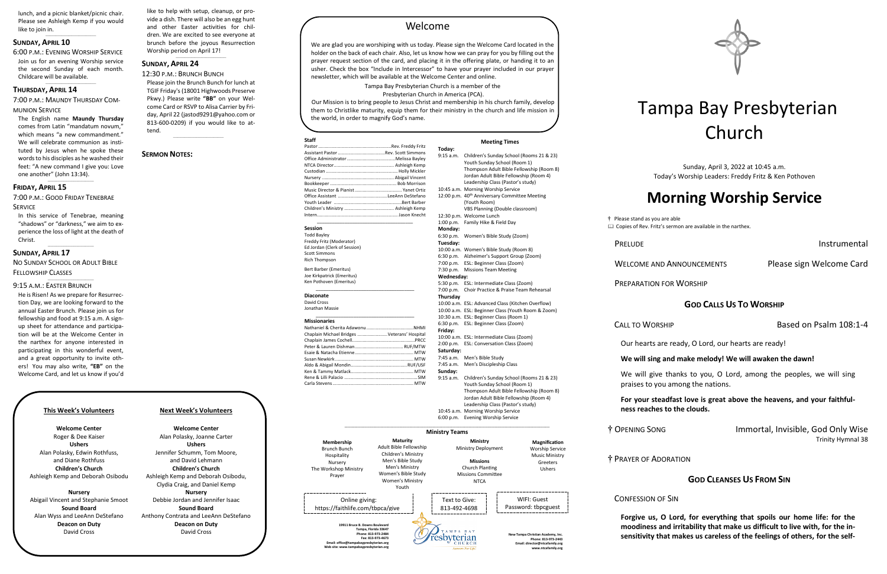lunch, and a picnic blanket/picnic chair. Please see Ashleigh Kemp if you would like to join in.

## SUNDAY, APRIL 10

6:00 P.M.: EVENING WORSHIP SERVICE

Join us for an evening Worship service the second Sunday of each month. Childcare will be available.

## THURSDAY, APRIL 14

7:00 P.M.: MAUNDY THURSDAY COMMUNION SERVICE

The English name **Maundy Thursday** comes from Latin "mandatum novum," which means "a new commandment." We will celebrate communion as instituted by Jesus when he spoke these words to his disciples as he washed their feet: "A new command I give you: Love one another" (John 13:34).

## FRIDAY, APRIL 15

7:00 P.M.: GOOD FRIDAY TENEBRAE SERVICE

In this service of Tenebrae, meaning "shadows" or "darkness," we aim to experience the loss of light at the death of Christ.

## SUNDAY, APRIL 17

NO SUNDAY SCHOOL OR ADULT BIBLE FELLOWSHIP CLASSES

9:15 A.M.: EASTER BRUNCH

He is Risen! As we prepare for Resurrection Day, we are looking forward to the annual Easter Brunch. Please join us for fellowship and food at 9:15 a.m. A sign-up sheet for attendance and participation will be at the Welcome Center in the narthex for anyone interested in participating in this wonderful event, and a great opportunity to invite others! You may also write, **"EB"** on the Welcome Card, and let us know if you'd like to help with setup, cleanup, or provide a dish. There will also be an egg hunt and other Easter activities for children. We are excited to see everyone at brunch before the joyous Resurrection Worship period on April 17!

## SUNDAY, APRIL 24

12:30 P.M.: BRUNCH BUNCH

Please join the Brunch Bunch for lunch at TGIF Friday's (18001 Highwoods Preserve Pkwy.) Please write **"BB"** on your Welcome Card or RSVP to Alisa Carrier by Friday, April 22 (jastod9291@yahoo.com or 813-600-0209) if you would like to attend.

**SERMON NOTES:**

### This Week's Volunteers

**Welcome Center**
Roger & Dee Kaiser
**Ushers**
Alan Polasky, Edwin Rothfuss, and Diane Rothfuss
**Children's Church**
Ashleigh Kemp and Deborah Osibodu

**Nursery**
Abigail Vincent and Stephanie Smoot
**Sound Board**
Alan Wyss and LeeAnn DeStefano
**Deacon on Duty**
David Cross

### Next Week's Volunteers

**Welcome Center**
Alan Polasky, Joanne Carter
**Ushers**
Jennifer Schumm, Tom Moore, and David Lehmann
**Children's Church**
Ashleigh Kemp and Deborah Osibodu, Clydia Craig, and Daniel Kemp
**Nursery**
Debbie Jordan and Jennifer Isaac
**Sound Board**
Anthony Contrata and LeeAnn DeStefano
**Deacon on Duty**
David Cross

# Welcome

We are glad you are worshiping with us today. Please sign the Welcome Card located in the holder on the back of each chair. Also, let us know how we can pray for you by filling out the prayer request section of the card, and placing it in the offering plate, or handing it to an usher. Check the box "Include in Intercessor" to have your prayer included in our prayer newsletter, which will be available at the Welcome Center and online.

Tampa Bay Presbyterian Church is a member of the Presbyterian Church in America (PCA).

Our Mission is to bring people to Jesus Christ and membership in his church family, develop them to Christlike maturity, equip them for their ministry in the church and life mission in the world, in order to magnify God's name.

**Staff**

| | |
|---|---|
| Pastor | Rev. Freddy Fritz |
| Assistant Pastor | Rev. Scott Simmons |
| Office Administrator | Melissa Bayley |
| NTCA Director | Ashleigh Kemp |
| Custodian | Holly Mickler |
| Nursery | Abigail Vincent |
| Bookkeeper | Bob Morrison |
| Music Director & Pianist | Yanet Ortiz |
| Office Assistant | LeeAnn DeStefano |
| Youth Leader | Bert Barber |
| Children's Ministry | Ashleigh Kemp |
| Intern | Jason Knecht |

**Session**
Todd Bayley
Freddy Fritz (Moderator)
Ed Jordan (Clerk of Session)
Scott Simmons
Rich Thompson

Bert Barber (Emeritus)
Joe Kirkpatrick (Emeritus)
Ken Pothoven (Emeritus)

**Diaconate**
David Cross
Jonathan Massie

**Missionaries**

| | |
|---|---|
| Nathaniel & Cherita Adawonu | NHMI |
| Chaplain Michael Bridges | Veterans' Hospital |
| Chaplain James Cochell | PRCC |
| Peter & Lauren Dishman | RUF/MTW |
| Esaie & Natacha Etienne | MTW |
| Susan Newkirk | MTW |
| Aldo & Abigail Mondin | RUF/USF |
| Ken & Tammy Matlack | MTW |
| Rene & Lilli Palacio | SIM |
| Carla Stevens | MTW |

**Meeting Times**

**Today:**
9:15 a.m. Children's Sunday School (Rooms 21 & 23)
Youth Sunday School (Room 1)
Thompson Adult Bible Fellowship (Room 8)
Jordan Adult Bible Fellowship (Room 4)
Leadership Class (Pastor's study)
10:45 a.m. Morning Worship Service
12:00 p.m. 40th Anniversary Committee Meeting (Youth Room)
VBS Planning (Double classroom)
12:30 p.m. Welcome Lunch
1:00 p.m. Family Hike & Field Day
**Monday:**
6:30 p.m. Women's Bible Study (Zoom)
**Tuesday:**
10:00 a.m. Women's Bible Study (Room 8)
6:30 p.m. Alzheimer's Support Group (Zoom)
7:00 p.m. ESL: Beginner Class (Zoom)
7:30 p.m. Missions Team Meeting
**Wednesday:**
5:30 p.m. ESL: Intermediate Class (Zoom)
7:00 p.m. Choir Practice & Praise Team Rehearsal
**Thursday**
10:00 a.m. ESL: Advanced Class (Kitchen Overflow)
10:00 a.m. ESL: Beginner Class (Youth Room & Zoom)
10:30 a.m. ESL: Beginner Class (Room 1)
6:30 p.m. ESL: Beginner Class (Zoom)
**Friday:**
10:00 a.m. ESL: Intermediate Class (Zoom)
2:00 p.m. ESL: Conversation Class (Zoom)
**Saturday:**
7:45 a.m. Men's Bible Study
7:45 a.m. Men's Discipleship Class
**Sunday:**
9:15 a.m. Children's Sunday School (Rooms 21 & 23)
Youth Sunday School (Room 1)
Thompson Adult Bible Fellowship (Room 8)
Jordan Adult Bible Fellowship (Room 4)
Leadership Class (Pastor's study)
10:45 a.m. Morning Worship Service
6:00 p.m. Evening Worship Service

**Ministry Teams**

| Membership | Maturity | Ministry | Magnification |
|---|---|---|---|
| Brunch Bunch | Adult Bible Fellowship | Ministry Deployment | Worship Service |
| Hospitality | Children's Ministry | | Music Ministry |
| Nursery | Men's Bible Study | **Missions** | Greeters |
| The Workshop Ministry | Men's Ministry | Church Planting | Ushers |
| Prayer | Women's Bible Study | Missions Committee | |
| | Women's Ministry | NTCA | |
| | Youth | | |

Online giving:
https://faithlife.com/tbpca/give

Text to Give:
813-492-4698

WIFI: Guest
Password: tbpcguest

19911 Bruce B. Downs Boulevard
Tampa, Florida 33647
Phone: 813-973-2484
Fax: 813-973-4673
Email: office@tampabaypresbyterian.org
Web site: www.tampabaypresbyterian.org

New Tampa Christian Academy, Inc.
Phone: 813-973-2443
Email: director@ntcafamily.org
www.ntcafamily.org

# Tampa Bay Presbyterian Church

Sunday, April 3, 2022 at 10:45 a.m.
Today's Worship Leaders: Freddy Fritz & Ken Pothoven

# Morning Worship Service

† Please stand as you are able
Copies of Rev. Fritz's sermon are available in the narthex.

PRELUDE — Instrumental

WELCOME AND ANNOUNCEMENTS — Please sign Welcome Card

PREPARATION FOR WORSHIP

## GOD CALLS US TO WORSHIP

CALL TO WORSHIP — Based on Psalm 108:1-4

Our hearts are ready, O Lord, our hearts are ready!

**We will sing and make melody! We will awaken the dawn!**

We will give thanks to you, O Lord, among the peoples, we will sing praises to you among the nations.

**For your steadfast love is great above the heavens, and your faithfulness reaches to the clouds.**

† OPENING SONG — Immortal, Invisible, God Only Wise
Trinity Hymnal 38

† PRAYER OF ADORATION

## GOD CLEANSES US FROM SIN

CONFESSION OF SIN

**Forgive us, O Lord, for everything that spoils our home life: for the moodiness and irritability that make us difficult to live with, for the insensitivity that makes us careless of the feelings of others, for the self-**